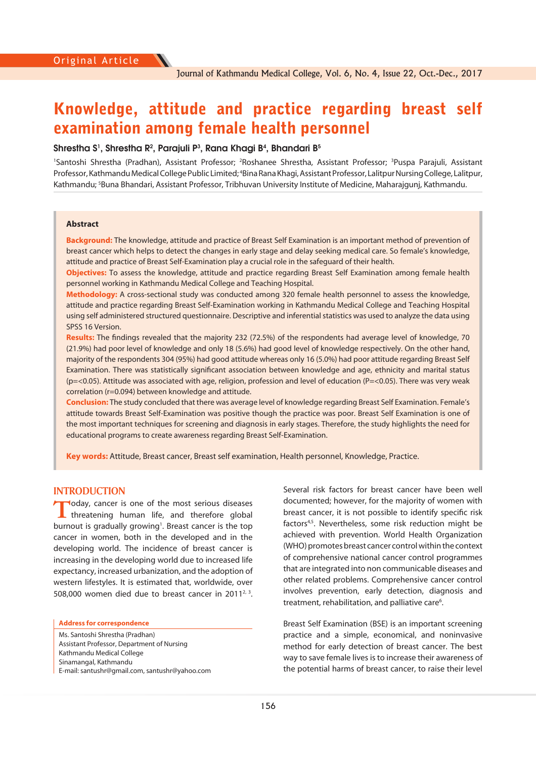Original Article

# Knowledge, attitude and practice regarding breast self examination among female health personnel

**Shrestha S[1], Shrestha R[2], Parajuli P[3], Rana Khagi B[4], Bhandari B[5]**

[1]Santoshi Shrestha (Pradhan), Assistant Professor; [2]Roshanee Shrestha, Assistant Professor; [3]Puspa Parajuli, Assistant Professor, Kathmandu Medical College Public Limited; [4]Bina Rana Khagi, Assistant Professor, Lalitpur Nursing College, Lalitpur, Kathmandu; [5]Buna Bhandari, Assistant Professor, Tribhuvan University Institute of Medicine, Maharajgunj, Kathmandu.

## Abstract

**Background:** The knowledge, attitude and practice of Breast Self Examination is an important method of prevention of breast cancer which helps to detect the changes in early stage and delay seeking medical care. So female's knowledge, attitude and practice of Breast Self-Examination play a crucial role in the safeguard of their health.

**Objectives:** To assess the knowledge, attitude and practice regarding Breast Self Examination among female health personnel working in Kathmandu Medical College and Teaching Hospital.

**Methodology:** A cross-sectional study was conducted among 320 female health personnel to assess the knowledge, attitude and practice regarding Breast Self-Examination working in Kathmandu Medical College and Teaching Hospital using self administered structured questionnaire. Descriptive and inferential statistics was used to analyze the data using SPSS 16 Version.

**Results:** The findings revealed that the majority 232 (72.5%) of the respondents had average level of knowledge, 70 (21.9%) had poor level of knowledge and only 18 (5.6%) had good level of knowledge respectively. On the other hand, majority of the respondents 304 (95%) had good attitude whereas only 16 (5.0%) had poor attitude regarding Breast Self Examination. There was statistically significant association between knowledge and age, ethnicity and marital status ($p=<0.05$). Attitude was associated with age, religion, profession and level of education ($P=<0.05$). There was very weak correlation ($r=0.094$) between knowledge and attitude.

**Conclusion:** The study concluded that there was average level of knowledge regarding Breast Self Examination. Female's attitude towards Breast Self-Examination was positive though the practice was poor. Breast Self Examination is one of the most important techniques for screening and diagnosis in early stages. Therefore, the study highlights the need for educational programs to create awareness regarding Breast Self-Examination.

**Key words:** Attitude, Breast cancer, Breast self examination, Health personnel, Knowledge, Practice.

## INTRODUCTION

Today, cancer is one of the most serious diseases threatening human life, and therefore global burnout is gradually growing[1]. Breast cancer is the top cancer in women, both in the developed and in the developing world. The incidence of breast cancer is increasing in the developing world due to increased life expectancy, increased urbanization, and the adoption of western lifestyles. It is estimated that, worldwide, over 508,000 women died due to breast cancer in 2011[2, 3].

Several risk factors for breast cancer have been well documented; however, for the majority of women with breast cancer, it is not possible to identify specific risk factors[4,5]. Nevertheless, some risk reduction might be achieved with prevention. World Health Organization (WHO) promotes breast cancer control within the context of comprehensive national cancer control programmes that are integrated into non communicable diseases and other related problems. Comprehensive cancer control involves prevention, early detection, diagnosis and treatment, rehabilitation, and palliative care[6].

Breast Self Examination (BSE) is an important screening practice and a simple, economical, and noninvasive method for early detection of breast cancer. The best way to save female lives is to increase their awareness of the potential harms of breast cancer, to raise their level

**Address for correspondence**

Ms. Santoshi Shrestha (Pradhan)
Assistant Professor, Department of Nursing
Kathmandu Medical College
Sinamangal, Kathmandu
E-mail: santushr@gmail.com, santushr@yahoo.com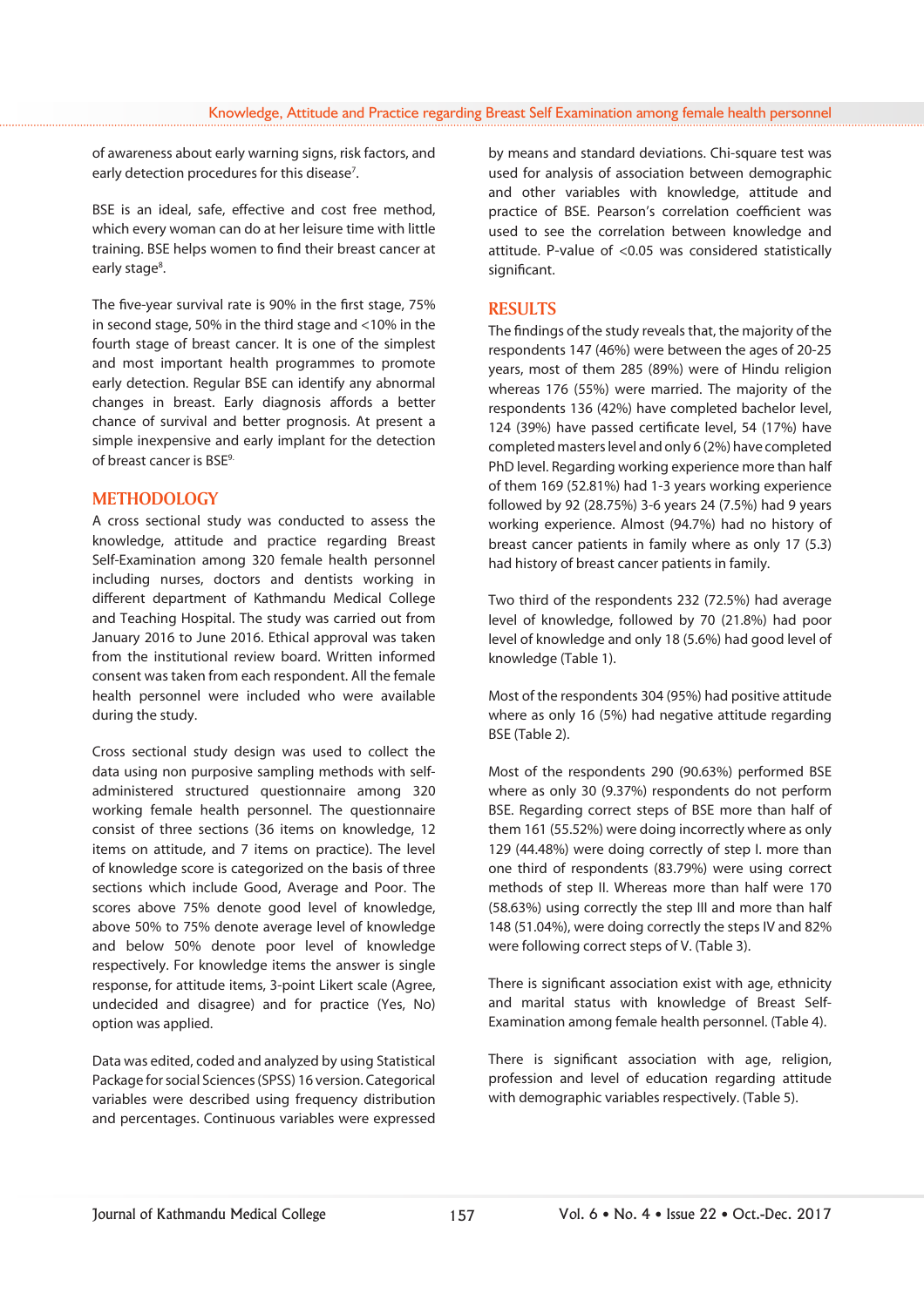of awareness about early warning signs, risk factors, and early detection procedures for this disease[7].

BSE is an ideal, safe, effective and cost free method, which every woman can do at her leisure time with little training. BSE helps women to find their breast cancer at early stage[8].

The five-year survival rate is 90% in the first stage, 75% in second stage, 50% in the third stage and <10% in the fourth stage of breast cancer. It is one of the simplest and most important health programmes to promote early detection. Regular BSE can identify any abnormal changes in breast. Early diagnosis affords a better chance of survival and better prognosis. At present a simple inexpensive and early implant for the detection of breast cancer is BSE[9].

## METHODOLOGY

A cross sectional study was conducted to assess the knowledge, attitude and practice regarding Breast Self-Examination among 320 female health personnel including nurses, doctors and dentists working in different department of Kathmandu Medical College and Teaching Hospital. The study was carried out from January 2016 to June 2016. Ethical approval was taken from the institutional review board. Written informed consent was taken from each respondent. All the female health personnel were included who were available during the study.

Cross sectional study design was used to collect the data using non purposive sampling methods with self-administered structured questionnaire among 320 working female health personnel. The questionnaire consist of three sections (36 items on knowledge, 12 items on attitude, and 7 items on practice). The level of knowledge score is categorized on the basis of three sections which include Good, Average and Poor. The scores above 75% denote good level of knowledge, above 50% to 75% denote average level of knowledge and below 50% denote poor level of knowledge respectively. For knowledge items the answer is single response, for attitude items, 3-point Likert scale (Agree, undecided and disagree) and for practice (Yes, No) option was applied.

Data was edited, coded and analyzed by using Statistical Package for social Sciences (SPSS) 16 version. Categorical variables were described using frequency distribution and percentages. Continuous variables were expressed by means and standard deviations. Chi-square test was used for analysis of association between demographic and other variables with knowledge, attitude and practice of BSE. Pearson's correlation coefficient was used to see the correlation between knowledge and attitude. P-value of <0.05 was considered statistically significant.

## RESULTS

The findings of the study reveals that, the majority of the respondents 147 (46%) were between the ages of 20-25 years, most of them 285 (89%) were of Hindu religion whereas 176 (55%) were married. The majority of the respondents 136 (42%) have completed bachelor level, 124 (39%) have passed certificate level, 54 (17%) have completed masters level and only 6 (2%) have completed PhD level. Regarding working experience more than half of them 169 (52.81%) had 1-3 years working experience followed by 92 (28.75%) 3-6 years 24 (7.5%) had 9 years working experience. Almost (94.7%) had no history of breast cancer patients in family where as only 17 (5.3) had history of breast cancer patients in family.

Two third of the respondents 232 (72.5%) had average level of knowledge, followed by 70 (21.8%) had poor level of knowledge and only 18 (5.6%) had good level of knowledge (Table 1).

Most of the respondents 304 (95%) had positive attitude where as only 16 (5%) had negative attitude regarding BSE (Table 2).

Most of the respondents 290 (90.63%) performed BSE where as only 30 (9.37%) respondents do not perform BSE. Regarding correct steps of BSE more than half of them 161 (55.52%) were doing incorrectly where as only 129 (44.48%) were doing correctly of step I. more than one third of respondents (83.79%) were using correct methods of step II. Whereas more than half were 170 (58.63%) using correctly the step III and more than half 148 (51.04%), were doing correctly the steps IV and 82% were following correct steps of V. (Table 3).

There is significant association exist with age, ethnicity and marital status with knowledge of Breast Self-Examination among female health personnel. (Table 4).

There is significant association with age, religion, profession and level of education regarding attitude with demographic variables respectively. (Table 5).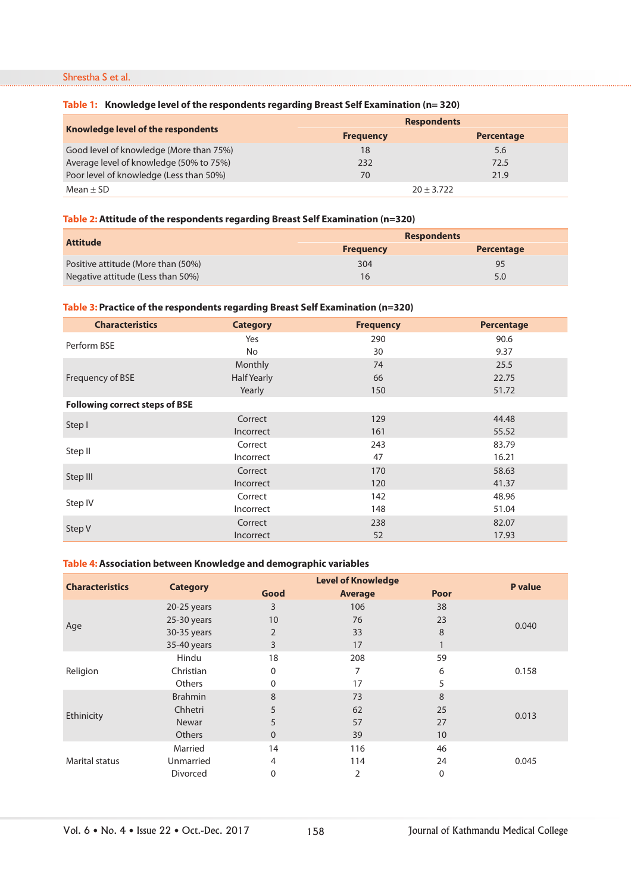**Table 1: Knowledge level of the respondents regarding Breast Self Examination (n= 320)**

| Knowledge level of the respondents | Respondents | |
|---|---|---|
| | Frequency | Percentage |
| Good level of knowledge (More than 75%) | 18 | 5.6 |
| Average level of knowledge (50% to 75%) | 232 | 72.5 |
| Poor level of knowledge (Less than 50%) | 70 | 21.9 |
| Mean ± SD | 20 ± 3.722 | |

**Table 2: Attitude of the respondents regarding Breast Self Examination (n=320)**

| Attitude | Respondents | |
|---|---|---|
| | Frequency | Percentage |
| Positive attitude (More than (50%) | 304 | 95 |
| Negative attitude (Less than 50%) | 16 | 5.0 |

**Table 3: Practice of the respondents regarding Breast Self Examination (n=320)**

| Characteristics | Category | Frequency | Percentage |
|---|---|---|---|
| Perform BSE | Yes | 290 | 90.6 |
| | No | 30 | 9.37 |
| Frequency of BSE | Monthly | 74 | 25.5 |
| | Half Yearly | 66 | 22.75 |
| | Yearly | 150 | 51.72 |
| **Following correct steps of BSE** | | | |
| Step I | Correct | 129 | 44.48 |
| | Incorrect | 161 | 55.52 |
| Step II | Correct | 243 | 83.79 |
| | Incorrect | 47 | 16.21 |
| Step III | Correct | 170 | 58.63 |
| | Incorrect | 120 | 41.37 |
| Step IV | Correct | 142 | 48.96 |
| | Incorrect | 148 | 51.04 |
| Step V | Correct | 238 | 82.07 |
| | Incorrect | 52 | 17.93 |

**Table 4: Association between Knowledge and demographic variables**

| Characteristics | Category | Level of Knowledge | | | P value |
|---|---|---|---|---|---|
| | | Good | Average | Poor | |
| Age | 20-25 years | 3 | 106 | 38 | 0.040 |
| | 25-30 years | 10 | 76 | 23 | |
| | 30-35 years | 2 | 33 | 8 | |
| | 35-40 years | 3 | 17 | 1 | |
| Religion | Hindu | 18 | 208 | 59 | 0.158 |
| | Christian | 0 | 7 | 6 | |
| | Others | 0 | 17 | 5 | |
| Ethinicity | Brahmin | 8 | 73 | 8 | 0.013 |
| | Chhetri | 5 | 62 | 25 | |
| | Newar | 5 | 57 | 27 | |
| | Others | 0 | 39 | 10 | |
| Marital status | Married | 14 | 116 | 46 | 0.045 |
| | Unmarried | 4 | 114 | 24 | |
| | Divorced | 0 | 2 | 0 | |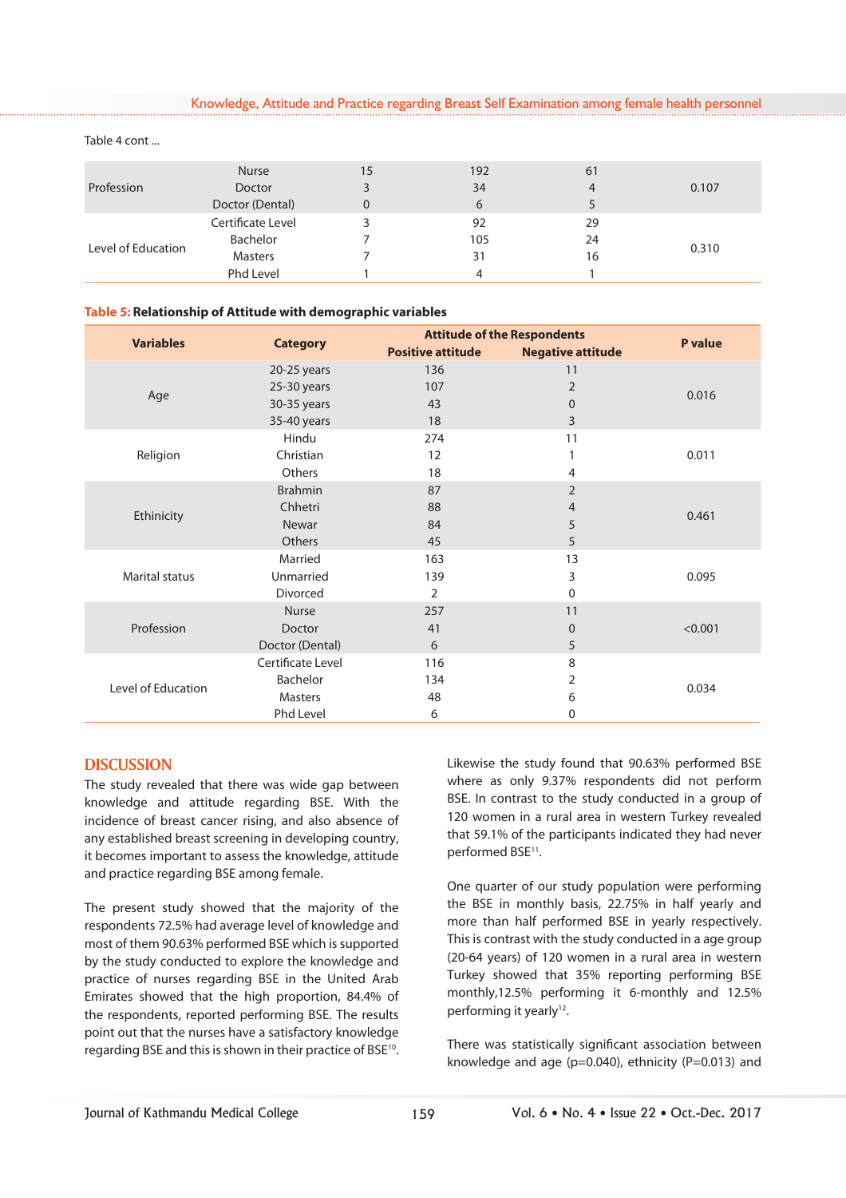Table 4 cont ...

| | | | | | |
|---|---|---|---|---|---|
| Profession | Nurse | 15 | 192 | 61 | 0.107 |
| | Doctor | 3 | 34 | 4 | |
| | Doctor (Dental) | 0 | 6 | 5 | |
| Level of Education | Certificate Level | 3 | 92 | 29 | 0.310 |
| | Bachelor | 7 | 105 | 24 | |
| | Masters | 7 | 31 | 16 | |
| | Phd Level | 1 | 4 | 1 | |

**Table 5: Relationship of Attitude with demographic variables**

| Variables | Category | Attitude of the Respondents | | P value |
|---|---|---|---|---|
| | | Positive attitude | Negative attitude | |
| Age | 20-25 years | 136 | 11 | 0.016 |
| | 25-30 years | 107 | 2 | |
| | 30-35 years | 43 | 0 | |
| | 35-40 years | 18 | 3 | |
| Religion | Hindu | 274 | 11 | 0.011 |
| | Christian | 12 | 1 | |
| | Others | 18 | 4 | |
| Ethinicity | Brahmin | 87 | 2 | 0.461 |
| | Chhetri | 88 | 4 | |
| | Newar | 84 | 5 | |
| | Others | 45 | 5 | |
| Marital status | Married | 163 | 13 | 0.095 |
| | Unmarried | 139 | 3 | |
| | Divorced | 2 | 0 | |
| Profession | Nurse | 257 | 11 | <0.001 |
| | Doctor | 41 | 0 | |
| | Doctor (Dental) | 6 | 5 | |
| Level of Education | Certificate Level | 116 | 8 | 0.034 |
| | Bachelor | 134 | 2 | |
| | Masters | 48 | 6 | |
| | Phd Level | 6 | 0 | |

## DISCUSSION

The study revealed that there was wide gap between knowledge and attitude regarding BSE. With the incidence of breast cancer rising, and also absence of any established breast screening in developing country, it becomes important to assess the knowledge, attitude and practice regarding BSE among female.

The present study showed that the majority of the respondents 72.5% had average level of knowledge and most of them 90.63% performed BSE which is supported by the study conducted to explore the knowledge and practice of nurses regarding BSE in the United Arab Emirates showed that the high proportion, 84.4% of the respondents, reported performing BSE. The results point out that the nurses have a satisfactory knowledge regarding BSE and this is shown in their practice of BSE[10].

Likewise the study found that 90.63% performed BSE where as only 9.37% respondents did not perform BSE. In contrast to the study conducted in a group of 120 women in a rural area in western Turkey revealed that 59.1% of the participants indicated they had never performed BSE[11].

One quarter of our study population were performing the BSE in monthly basis, 22.75% in half yearly and more than half performed BSE in yearly respectively. This is contrast with the study conducted in a age group (20-64 years) of 120 women in a rural area in western Turkey showed that 35% reporting performing BSE monthly,12.5% performing it 6-monthly and 12.5% performing it yearly[12].

There was statistically significant association between knowledge and age (p=0.040), ethnicity (P=0.013) and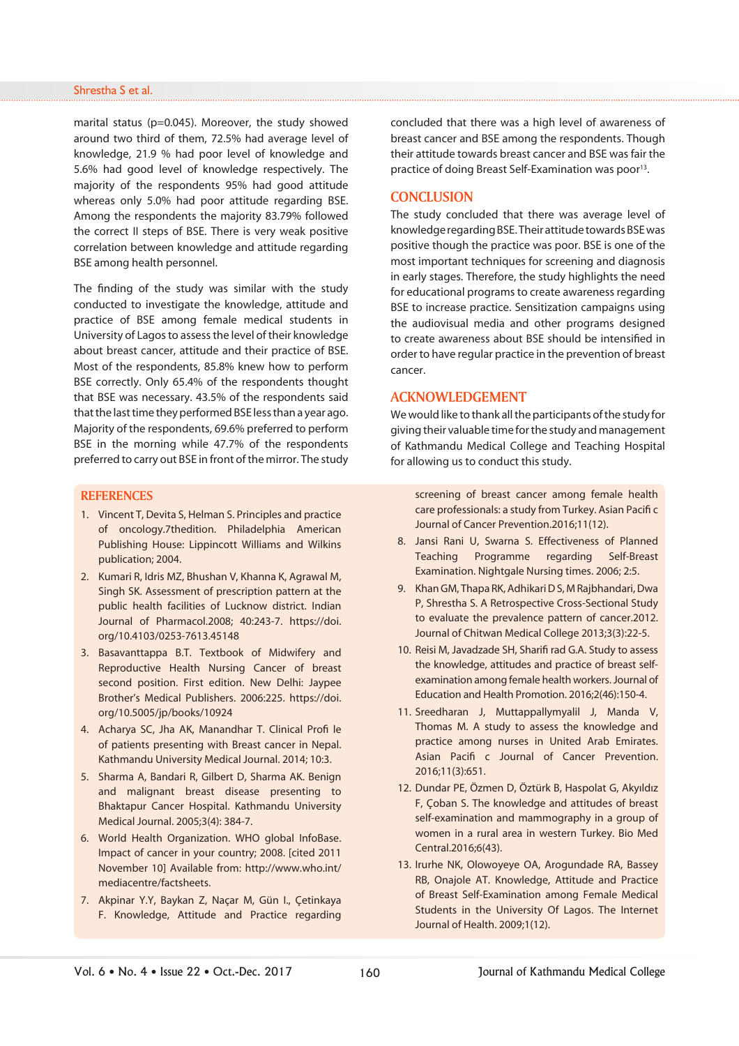marital status (p=0.045). Moreover, the study showed around two third of them, 72.5% had average level of knowledge, 21.9 % had poor level of knowledge and 5.6% had good level of knowledge respectively. The majority of the respondents 95% had good attitude whereas only 5.0% had poor attitude regarding BSE. Among the respondents the majority 83.79% followed the correct II steps of BSE. There is very weak positive correlation between knowledge and attitude regarding BSE among health personnel.

The finding of the study was similar with the study conducted to investigate the knowledge, attitude and practice of BSE among female medical students in University of Lagos to assess the level of their knowledge about breast cancer, attitude and their practice of BSE. Most of the respondents, 85.8% knew how to perform BSE correctly. Only 65.4% of the respondents thought that BSE was necessary. 43.5% of the respondents said that the last time they performed BSE less than a year ago. Majority of the respondents, 69.6% preferred to perform BSE in the morning while 47.7% of the respondents preferred to carry out BSE in front of the mirror. The study concluded that there was a high level of awareness of breast cancer and BSE among the respondents. Though their attitude towards breast cancer and BSE was fair the practice of doing Breast Self-Examination was poor[13].

## CONCLUSION

The study concluded that there was average level of knowledge regarding BSE. Their attitude towards BSE was positive though the practice was poor. BSE is one of the most important techniques for screening and diagnosis in early stages. Therefore, the study highlights the need for educational programs to create awareness regarding BSE to increase practice. Sensitization campaigns using the audiovisual media and other programs designed to create awareness about BSE should be intensified in order to have regular practice in the prevention of breast cancer.

## ACKNOWLEDGEMENT

We would like to thank all the participants of the study for giving their valuable time for the study and management of Kathmandu Medical College and Teaching Hospital for allowing us to conduct this study.

## REFERENCES

1. Vincent T, Devita S, Helman S. Principles and practice of oncology.7thedition. Philadelphia American Publishing House: Lippincott Williams and Wilkins publication; 2004.
2. Kumari R, Idris MZ, Bhushan V, Khanna K, Agrawal M, Singh SK. Assessment of prescription pattern at the public health facilities of Lucknow district. Indian Journal of Pharmacol.2008; 40:243-7. https://doi.org/10.4103/0253-7613.45148
3. Basavanttappa B.T. Textbook of Midwifery and Reproductive Health Nursing Cancer of breast second position. First edition. New Delhi: Jaypee Brother's Medical Publishers. 2006:225. https://doi.org/10.5005/jp/books/10924
4. Acharya SC, Jha AK, Manandhar T. Clinical Profi le of patients presenting with Breast cancer in Nepal. Kathmandu University Medical Journal. 2014; 10:3.
5. Sharma A, Bandari R, Gilbert D, Sharma AK. Benign and malignant breast disease presenting to Bhaktapur Cancer Hospital. Kathmandu University Medical Journal. 2005;3(4): 384-7.
6. World Health Organization. WHO global InfoBase. Impact of cancer in your country; 2008. [cited 2011 November 10] Available from: http://www.who.int/mediacentre/factsheets.
7. Akpinar Y.Y, Baykan Z, Naçar M, Gün I., Çetinkaya F. Knowledge, Attitude and Practice regarding screening of breast cancer among female health care professionals: a study from Turkey. Asian Pacifi c Journal of Cancer Prevention.2016;11(12).
8. Jansi Rani U, Swarna S. Effectiveness of Planned Teaching Programme regarding Self-Breast Examination. Nightgale Nursing times. 2006; 2:5.
9. Khan GM, Thapa RK, Adhikari D S, M Rajbhandari, Dwa P, Shrestha S. A Retrospective Cross-Sectional Study to evaluate the prevalence pattern of cancer.2012. Journal of Chitwan Medical College 2013;3(3):22-5.
10. Reisi M, Javadzade SH, Sharifi rad G.A. Study to assess the knowledge, attitudes and practice of breast self-examination among female health workers. Journal of Education and Health Promotion. 2016;2(46):150-4.
11. Sreedharan J, Muttappallymyalil J, Manda V, Thomas M. A study to assess the knowledge and practice among nurses in United Arab Emirates. Asian Pacifi c Journal of Cancer Prevention. 2016;11(3):651.
12. Dundar PE, Özmen D, Öztürk B, Haspolat G, Akyıldız F, Çoban S. The knowledge and attitudes of breast self-examination and mammography in a group of women in a rural area in western Turkey. Bio Med Central.2016;6(43).
13. Irurhe NK, Olowoyeye OA, Arogundade RA, Bassey RB, Onajole AT. Knowledge, Attitude and Practice of Breast Self-Examination among Female Medical Students in the University Of Lagos. The Internet Journal of Health. 2009;1(12).